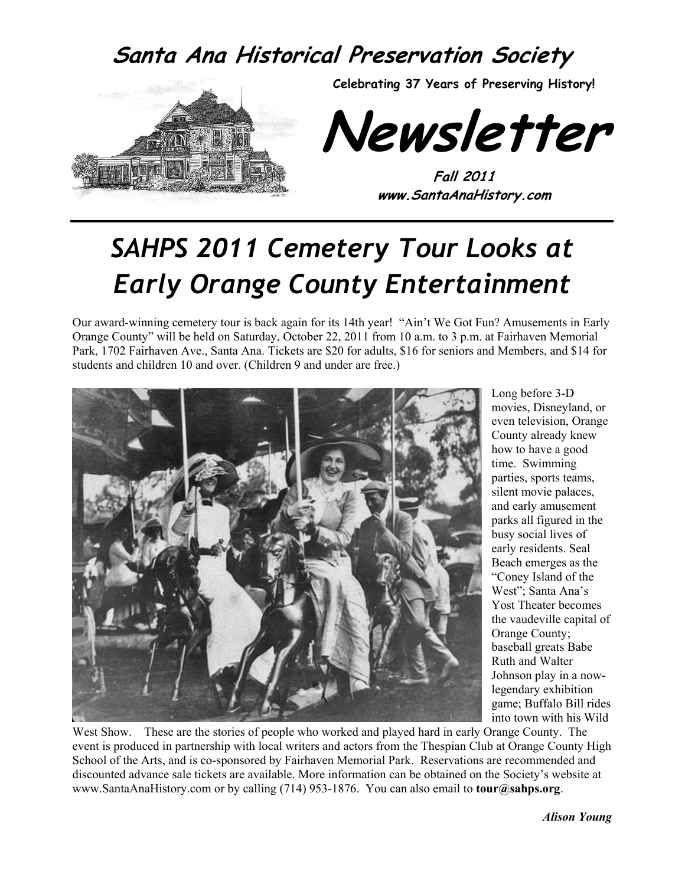# Santa Ana Historical Preservation Society

**Celebrating 37 Years of Preserving History!**

# Newsletter

**Fall 2011**
**www.SantaAnaHistory.com**

## SAHPS 2011 Cemetery Tour Looks at Early Orange County Entertainment

Our award-winning cemetery tour is back again for its 14th year! "Ain't We Got Fun? Amusements in Early Orange County" will be held on Saturday, October 22, 2011 from 10 a.m. to 3 p.m. at Fairhaven Memorial Park, 1702 Fairhaven Ave., Santa Ana. Tickets are $20 for adults, $16 for seniors and Members, and $14 for students and children 10 and over. (Children 9 and under are free.)

Long before 3-D movies, Disneyland, or even television, Orange County already knew how to have a good time. Swimming parties, sports teams, silent movie palaces, and early amusement parks all figured in the busy social lives of early residents. Seal Beach emerges as the "Coney Island of the West"; Santa Ana's Yost Theater becomes the vaudeville capital of Orange County; baseball greats Babe Ruth and Walter Johnson play in a now-legendary exhibition game; Buffalo Bill rides into town with his Wild West Show. These are the stories of people who worked and played hard in early Orange County. The event is produced in partnership with local writers and actors from the Thespian Club at Orange County High School of the Arts, and is co-sponsored by Fairhaven Memorial Park. Reservations are recommended and discounted advance sale tickets are available. More information can be obtained on the Society's website at www.SantaAnaHistory.com or by calling (714) 953-1876. You can also email to **tour@sahps.org**.

***Alison Young***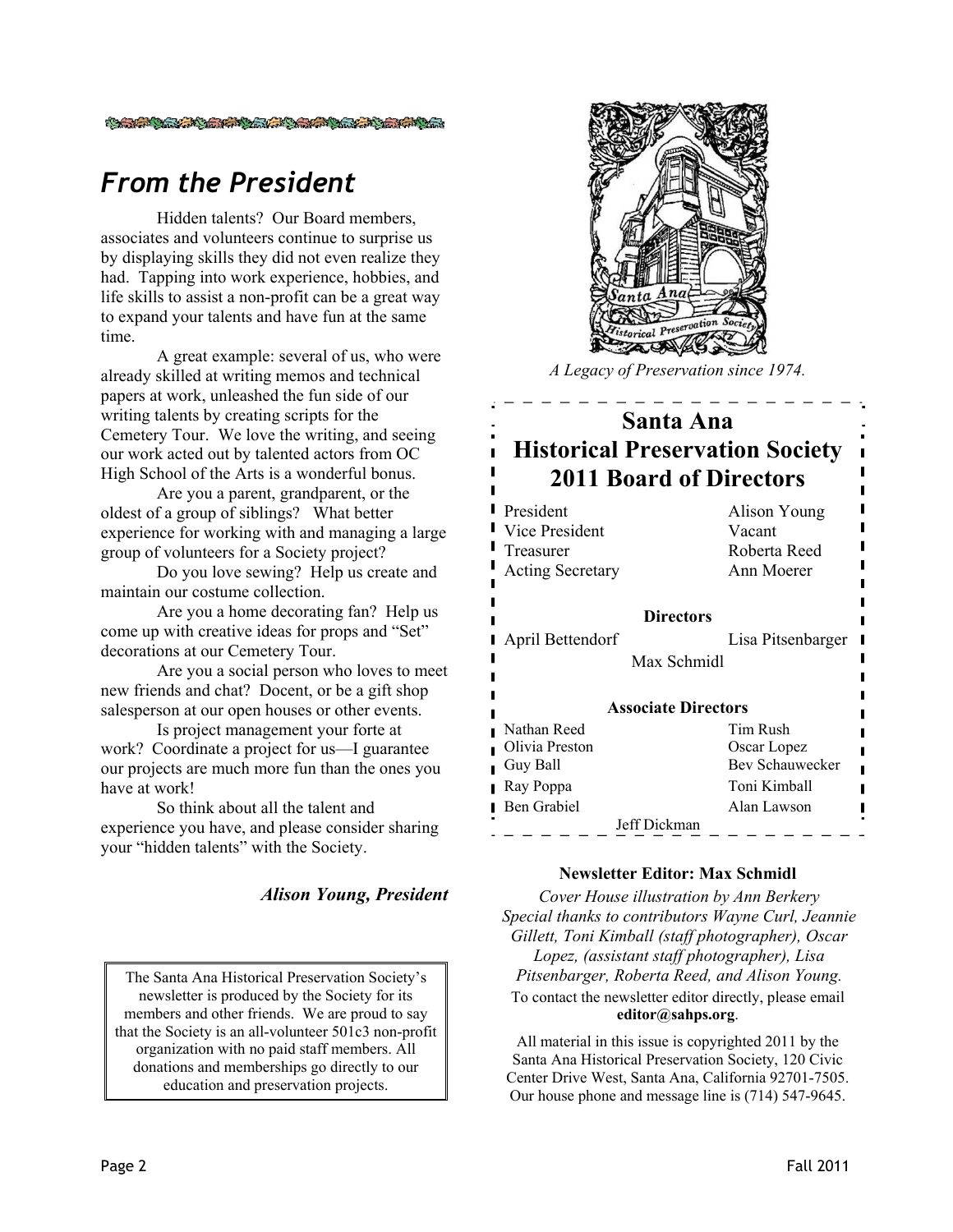## From the President

Hidden talents? Our Board members, associates and volunteers continue to surprise us by displaying skills they did not even realize they had. Tapping into work experience, hobbies, and life skills to assist a non-profit can be a great way to expand your talents and have fun at the same time.

A great example: several of us, who were already skilled at writing memos and technical papers at work, unleashed the fun side of our writing talents by creating scripts for the Cemetery Tour. We love the writing, and seeing our work acted out by talented actors from OC High School of the Arts is a wonderful bonus.

Are you a parent, grandparent, or the oldest of a group of siblings? What better experience for working with and managing a large group of volunteers for a Society project?

Do you love sewing? Help us create and maintain our costume collection.

Are you a home decorating fan? Help us come up with creative ideas for props and "Set" decorations at our Cemetery Tour.

Are you a social person who loves to meet new friends and chat? Docent, or be a gift shop salesperson at our open houses or other events.

Is project management your forte at work? Coordinate a project for us—I guarantee our projects are much more fun than the ones you have at work!

So think about all the talent and experience you have, and please consider sharing your "hidden talents" with the Society.

***Alison Young, President***

The Santa Ana Historical Preservation Society's newsletter is produced by the Society for its members and other friends. We are proud to say that the Society is an all-volunteer 501c3 non-profit organization with no paid staff members. All donations and memberships go directly to our education and preservation projects.

*A Legacy of Preservation since 1974.*

## Santa Ana Historical Preservation Society 2011 Board of Directors

| | |
|---|---|
| President | Alison Young |
| Vice President | Vacant |
| Treasurer | Roberta Reed |
| Acting Secretary | Ann Moerer |

**Directors**

April Bettendorf, Lisa Pitsenbarger, Max Schmidl

**Associate Directors**

| | |
|---|---|
| Nathan Reed | Tim Rush |
| Olivia Preston | Oscar Lopez |
| Guy Ball | Bev Schauwecker |
| Ray Poppa | Toni Kimball |
| Ben Grabiel | Alan Lawson |
| Jeff Dickman | |

**Newsletter Editor: Max Schmidl**

*Cover House illustration by Ann Berkery*
*Special thanks to contributors Wayne Curl, Jeannie Gillett, Toni Kimball (staff photographer), Oscar Lopez, (assistant staff photographer), Lisa Pitsenbarger, Roberta Reed, and Alison Young.*

To contact the newsletter editor directly, please email **editor@sahps.org**.

All material in this issue is copyrighted 2011 by the Santa Ana Historical Preservation Society, 120 Civic Center Drive West, Santa Ana, California 92701-7505. Our house phone and message line is (714) 547-9645.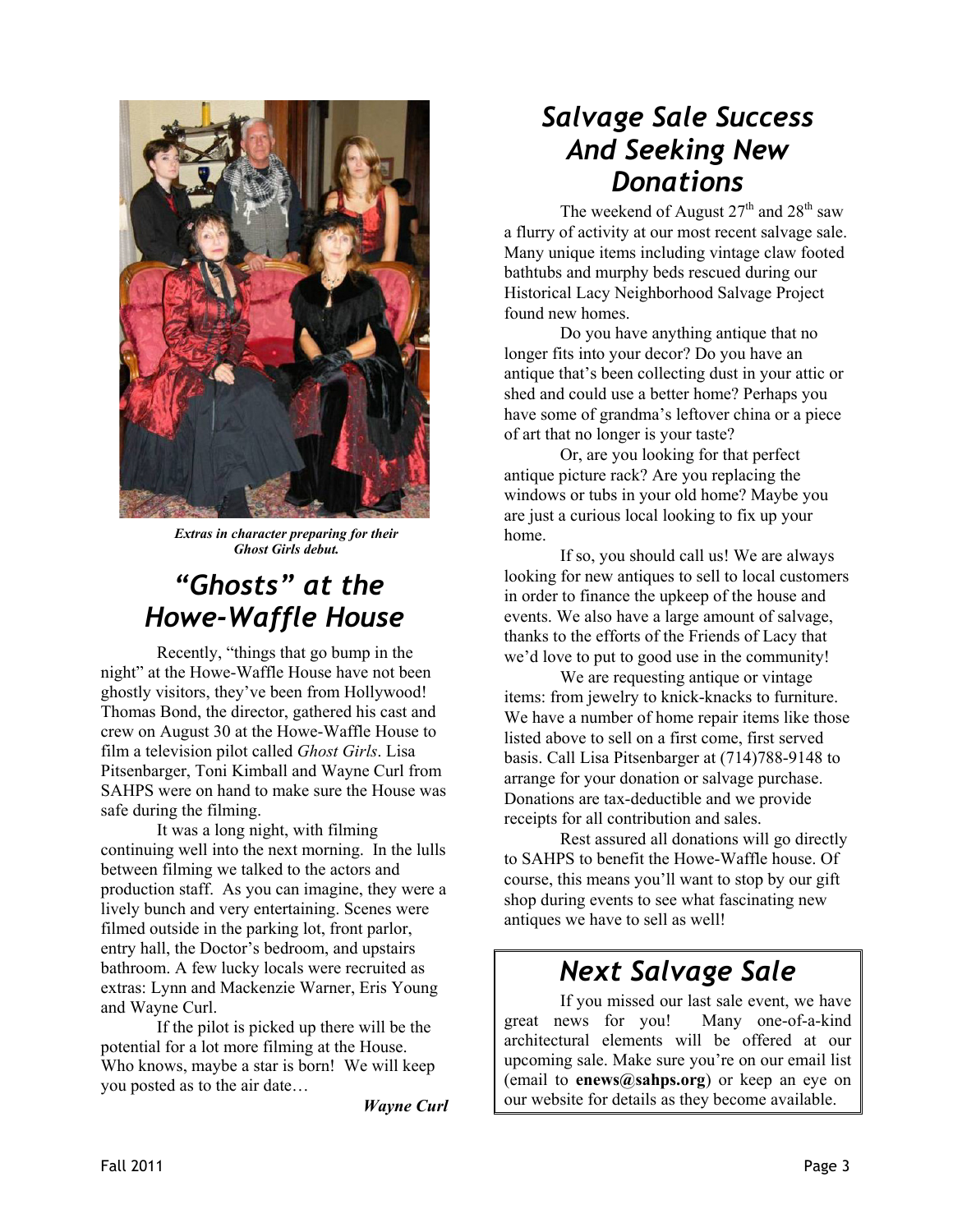*Extras in character preparing for their Ghost Girls debut.*

# *"Ghosts" at the Howe-Waffle House*

Recently, "things that go bump in the night" at the Howe-Waffle House have not been ghostly visitors, they've been from Hollywood! Thomas Bond, the director, gathered his cast and crew on August 30 at the Howe-Waffle House to film a television pilot called *Ghost Girls*. Lisa Pitsenbarger, Toni Kimball and Wayne Curl from SAHPS were on hand to make sure the House was safe during the filming.

It was a long night, with filming continuing well into the next morning. In the lulls between filming we talked to the actors and production staff. As you can imagine, they were a lively bunch and very entertaining. Scenes were filmed outside in the parking lot, front parlor, entry hall, the Doctor's bedroom, and upstairs bathroom. A few lucky locals were recruited as extras: Lynn and Mackenzie Warner, Eris Young and Wayne Curl.

If the pilot is picked up there will be the potential for a lot more filming at the House. Who knows, maybe a star is born! We will keep you posted as to the air date…

***Wayne Curl***

# *Salvage Sale Success And Seeking New Donations*

The weekend of August 27th and 28th saw a flurry of activity at our most recent salvage sale. Many unique items including vintage claw footed bathtubs and murphy beds rescued during our Historical Lacy Neighborhood Salvage Project found new homes.

Do you have anything antique that no longer fits into your decor? Do you have an antique that's been collecting dust in your attic or shed and could use a better home? Perhaps you have some of grandma's leftover china or a piece of art that no longer is your taste?

Or, are you looking for that perfect antique picture rack? Are you replacing the windows or tubs in your old home? Maybe you are just a curious local looking to fix up your home.

If so, you should call us! We are always looking for new antiques to sell to local customers in order to finance the upkeep of the house and events. We also have a large amount of salvage, thanks to the efforts of the Friends of Lacy that we'd love to put to good use in the community!

We are requesting antique or vintage items: from jewelry to knick-knacks to furniture. We have a number of home repair items like those listed above to sell on a first come, first served basis. Call Lisa Pitsenbarger at (714)788-9148 to arrange for your donation or salvage purchase. Donations are tax-deductible and we provide receipts for all contribution and sales.

Rest assured all donations will go directly to SAHPS to benefit the Howe-Waffle house. Of course, this means you'll want to stop by our gift shop during events to see what fascinating new antiques we have to sell as well!

# *Next Salvage Sale*

If you missed our last sale event, we have great news for you! Many one-of-a-kind architectural elements will be offered at our upcoming sale. Make sure you're on our email list (email to **enews@sahps.org**) or keep an eye on our website for details as they become available.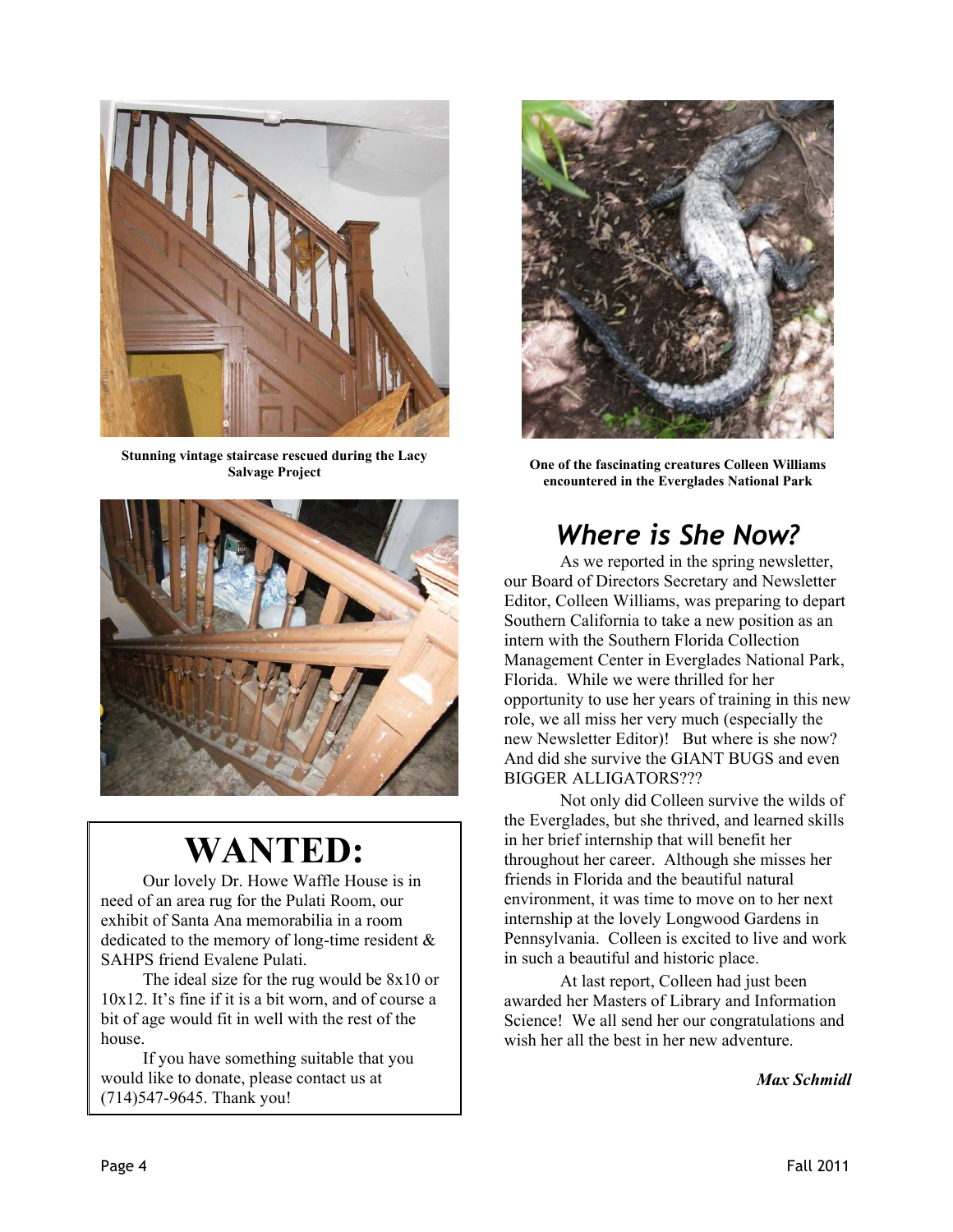Stunning vintage staircase rescued during the Lacy Salvage Project

One of the fascinating creatures Colleen Williams encountered in the Everglades National Park

# WANTED:

Our lovely Dr. Howe Waffle House is in need of an area rug for the Pulati Room, our exhibit of Santa Ana memorabilia in a room dedicated to the memory of long-time resident & SAHPS friend Evalene Pulati.

The ideal size for the rug would be 8x10 or 10x12. It's fine if it is a bit worn, and of course a bit of age would fit in well with the rest of the house.

If you have something suitable that you would like to donate, please contact us at (714)547-9645. Thank you!

## *Where is She Now?*

As we reported in the spring newsletter, our Board of Directors Secretary and Newsletter Editor, Colleen Williams, was preparing to depart Southern California to take a new position as an intern with the Southern Florida Collection Management Center in Everglades National Park, Florida. While we were thrilled for her opportunity to use her years of training in this new role, we all miss her very much (especially the new Newsletter Editor)! But where is she now? And did she survive the GIANT BUGS and even BIGGER ALLIGATORS???

Not only did Colleen survive the wilds of the Everglades, but she thrived, and learned skills in her brief internship that will benefit her throughout her career. Although she misses her friends in Florida and the beautiful natural environment, it was time to move on to her next internship at the lovely Longwood Gardens in Pennsylvania. Colleen is excited to live and work in such a beautiful and historic place.

At last report, Colleen had just been awarded her Masters of Library and Information Science! We all send her our congratulations and wish her all the best in her new adventure.

***Max Schmidl***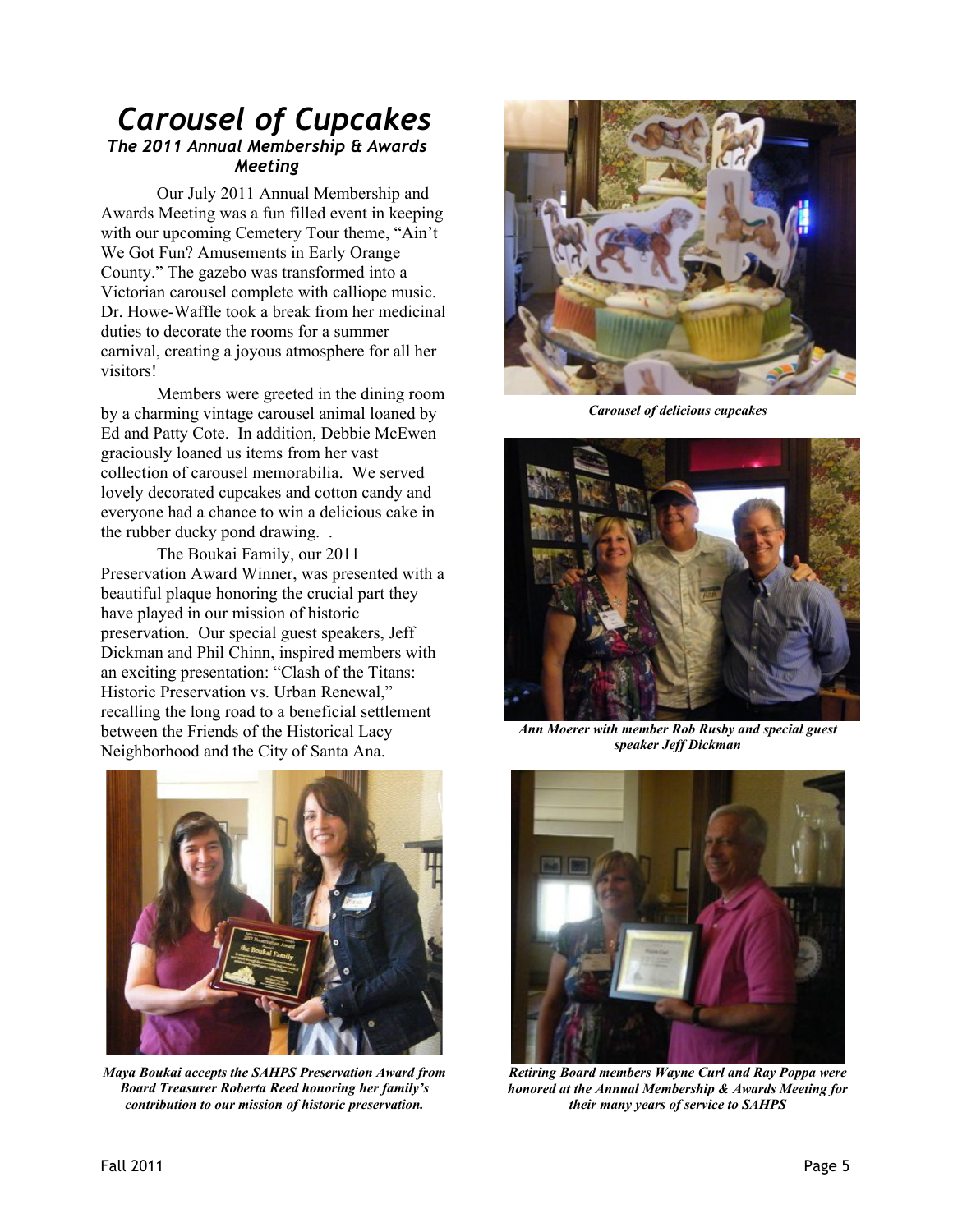# Carousel of Cupcakes

### The 2011 Annual Membership & Awards Meeting

Our July 2011 Annual Membership and Awards Meeting was a fun filled event in keeping with our upcoming Cemetery Tour theme, "Ain't We Got Fun? Amusements in Early Orange County." The gazebo was transformed into a Victorian carousel complete with calliope music. Dr. Howe-Waffle took a break from her medicinal duties to decorate the rooms for a summer carnival, creating a joyous atmosphere for all her visitors!

Members were greeted in the dining room by a charming vintage carousel animal loaned by Ed and Patty Cote. In addition, Debbie McEwen graciously loaned us items from her vast collection of carousel memorabilia. We served lovely decorated cupcakes and cotton candy and everyone had a chance to win a delicious cake in the rubber ducky pond drawing. .

The Boukai Family, our 2011 Preservation Award Winner, was presented with a beautiful plaque honoring the crucial part they have played in our mission of historic preservation. Our special guest speakers, Jeff Dickman and Phil Chinn, inspired members with an exciting presentation: "Clash of the Titans: Historic Preservation vs. Urban Renewal," recalling the long road to a beneficial settlement between the Friends of the Historical Lacy Neighborhood and the City of Santa Ana.

***Carousel of delicious cupcakes***

***Ann Moerer with member Rob Rusby and special guest speaker Jeff Dickman***

***Maya Boukai accepts the SAHPS Preservation Award from Board Treasurer Roberta Reed honoring her family's contribution to our mission of historic preservation.***

***Retiring Board members Wayne Curl and Ray Poppa were honored at the Annual Membership & Awards Meeting for their many years of service to SAHPS***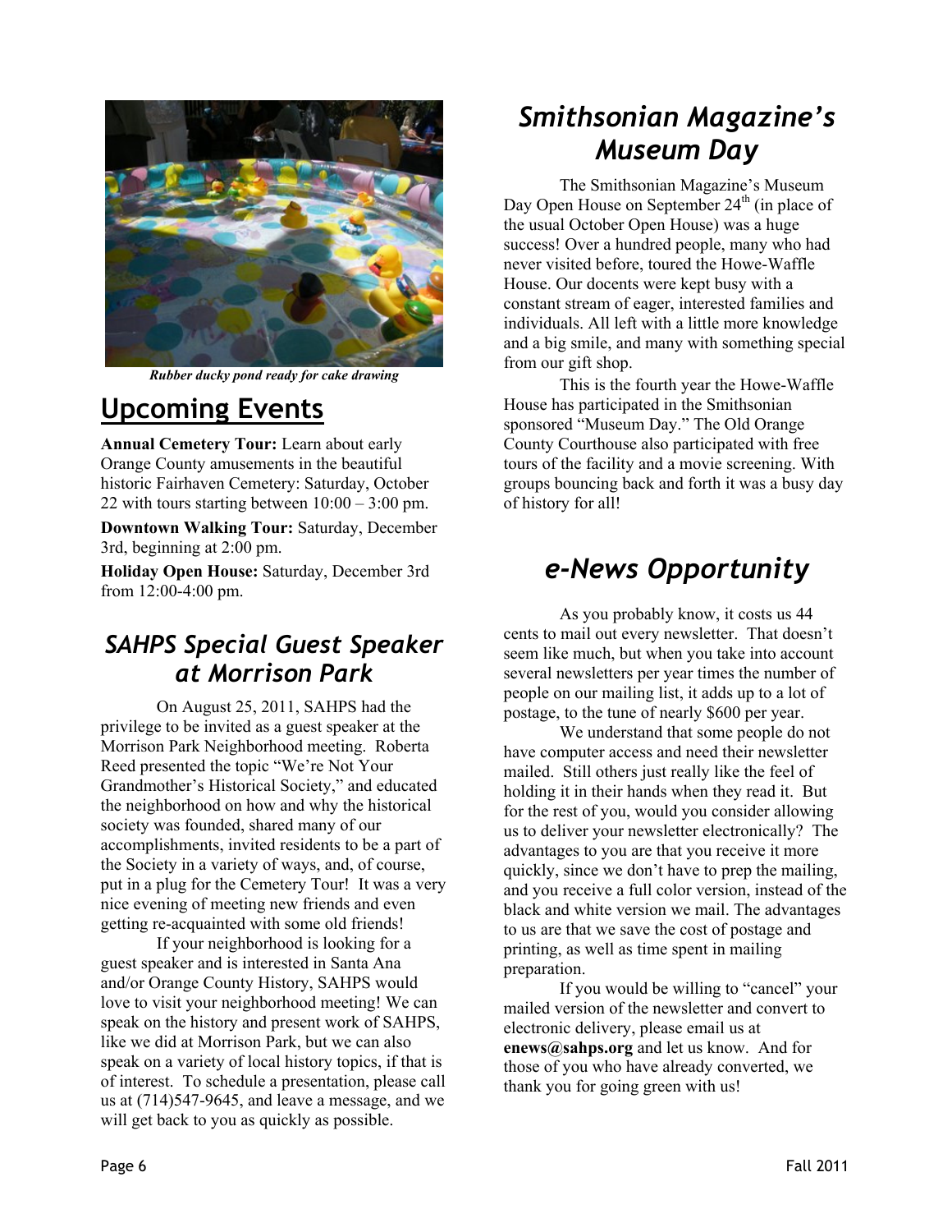*Rubber ducky pond ready for cake drawing*

## Upcoming Events

**Annual Cemetery Tour:** Learn about early Orange County amusements in the beautiful historic Fairhaven Cemetery: Saturday, October 22 with tours starting between 10:00 – 3:00 pm.

**Downtown Walking Tour:** Saturday, December 3rd, beginning at 2:00 pm.

**Holiday Open House:** Saturday, December 3rd from 12:00-4:00 pm.

## *SAHPS Special Guest Speaker at Morrison Park*

On August 25, 2011, SAHPS had the privilege to be invited as a guest speaker at the Morrison Park Neighborhood meeting. Roberta Reed presented the topic "We're Not Your Grandmother's Historical Society," and educated the neighborhood on how and why the historical society was founded, shared many of our accomplishments, invited residents to be a part of the Society in a variety of ways, and, of course, put in a plug for the Cemetery Tour! It was a very nice evening of meeting new friends and even getting re-acquainted with some old friends!

If your neighborhood is looking for a guest speaker and is interested in Santa Ana and/or Orange County History, SAHPS would love to visit your neighborhood meeting! We can speak on the history and present work of SAHPS, like we did at Morrison Park, but we can also speak on a variety of local history topics, if that is of interest. To schedule a presentation, please call us at (714)547-9645, and leave a message, and we will get back to you as quickly as possible.

## *Smithsonian Magazine's Museum Day*

The Smithsonian Magazine's Museum Day Open House on September 24th (in place of the usual October Open House) was a huge success! Over a hundred people, many who had never visited before, toured the Howe-Waffle House. Our docents were kept busy with a constant stream of eager, interested families and individuals. All left with a little more knowledge and a big smile, and many with something special from our gift shop.

This is the fourth year the Howe-Waffle House has participated in the Smithsonian sponsored "Museum Day." The Old Orange County Courthouse also participated with free tours of the facility and a movie screening. With groups bouncing back and forth it was a busy day of history for all!

## *e-News Opportunity*

As you probably know, it costs us 44 cents to mail out every newsletter. That doesn't seem like much, but when you take into account several newsletters per year times the number of people on our mailing list, it adds up to a lot of postage, to the tune of nearly $600 per year.

We understand that some people do not have computer access and need their newsletter mailed. Still others just really like the feel of holding it in their hands when they read it. But for the rest of you, would you consider allowing us to deliver your newsletter electronically? The advantages to you are that you receive it more quickly, since we don't have to prep the mailing, and you receive a full color version, instead of the black and white version we mail. The advantages to us are that we save the cost of postage and printing, as well as time spent in mailing preparation.

If you would be willing to "cancel" your mailed version of the newsletter and convert to electronic delivery, please email us at **enews@sahps.org** and let us know. And for those of you who have already converted, we thank you for going green with us!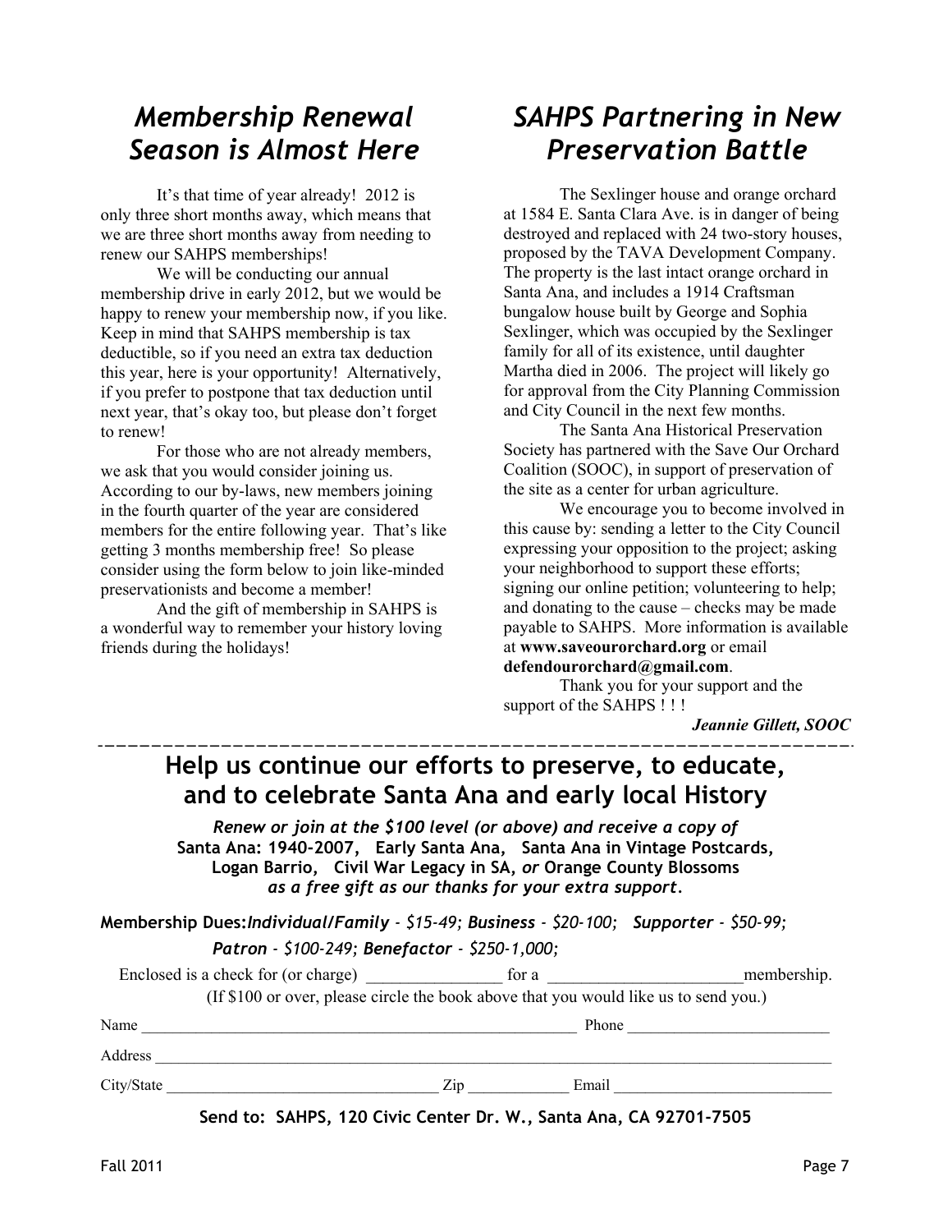# *Membership Renewal Season is Almost Here*

It's that time of year already! 2012 is only three short months away, which means that we are three short months away from needing to renew our SAHPS memberships!

We will be conducting our annual membership drive in early 2012, but we would be happy to renew your membership now, if you like. Keep in mind that SAHPS membership is tax deductible, so if you need an extra tax deduction this year, here is your opportunity! Alternatively, if you prefer to postpone that tax deduction until next year, that's okay too, but please don't forget to renew!

For those who are not already members, we ask that you would consider joining us. According to our by-laws, new members joining in the fourth quarter of the year are considered members for the entire following year. That's like getting 3 months membership free! So please consider using the form below to join like-minded preservationists and become a member!

And the gift of membership in SAHPS is a wonderful way to remember your history loving friends during the holidays!

# *SAHPS Partnering in New Preservation Battle*

The Sexlinger house and orange orchard at 1584 E. Santa Clara Ave. is in danger of being destroyed and replaced with 24 two-story houses, proposed by the TAVA Development Company. The property is the last intact orange orchard in Santa Ana, and includes a 1914 Craftsman bungalow house built by George and Sophia Sexlinger, which was occupied by the Sexlinger family for all of its existence, until daughter Martha died in 2006. The project will likely go for approval from the City Planning Commission and City Council in the next few months.

The Santa Ana Historical Preservation Society has partnered with the Save Our Orchard Coalition (SOOC), in support of preservation of the site as a center for urban agriculture.

We encourage you to become involved in this cause by: sending a letter to the City Council expressing your opposition to the project; asking your neighborhood to support these efforts; signing our online petition; volunteering to help; and donating to the cause – checks may be made payable to SAHPS. More information is available at **www.saveourorchard.org** or email **defendourorchard@gmail.com**.

Thank you for your support and the support of the SAHPS ! ! !

***Jeannie Gillett, SOOC***

---

## Help us continue our efforts to preserve, to educate, and to celebrate Santa Ana and early local History

***Renew or join at the $100 level (or above) and receive a copy of***
**Santa Ana: 1940-2007, Early Santa Ana, Santa Ana in Vintage Postcards, Logan Barrio, Civil War Legacy in SA,** ***or*** **Orange County Blossoms**
***as a free gift as our thanks for your extra support.***

**Membership Dues:*Individual/Family*** *- $15-49;* ***Business*** *- $20-100;* ***Supporter*** *- $50-99;* ***Patron*** *- $100-249;* ***Benefactor*** *- $250-1,000;*

Enclosed is a check for (or charge) ________________ for a _______________________membership.

(If $100 or over, please circle the book above that you would like us to send you.)

Name ________________________________________________ Phone _________________________

Address ________________________________________________________________________________

City/State _______________________________ Zip ____________ Email ___________________________

**Send to: SAHPS, 120 Civic Center Dr. W., Santa Ana, CA 92701-7505**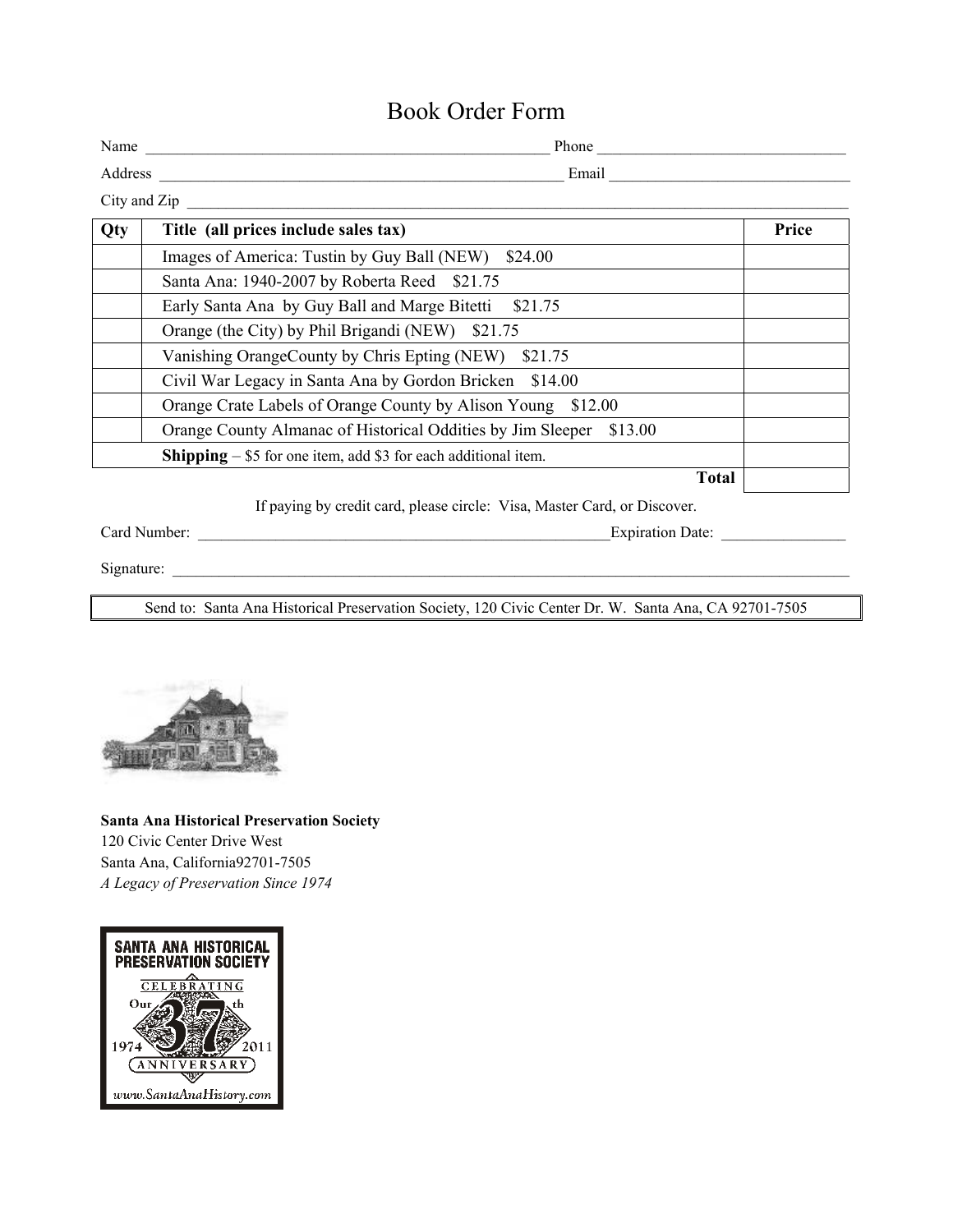# Book Order Form

Name ______________________________ Phone ______________________________

Address ______________________________ Email ______________________________

City and Zip ____________________________________________________________

| Qty | Title (all prices include sales tax) | Price |
|---|---|---|
| | Images of America: Tustin by Guy Ball (NEW) $24.00 | |
| | Santa Ana: 1940-2007 by Roberta Reed $21.75 | |
| | Early Santa Ana by Guy Ball and Marge Bitetti $21.75 | |
| | Orange (the City) by Phil Brigandi (NEW) $21.75 | |
| | Vanishing OrangeCounty by Chris Epting (NEW) $21.75 | |
| | Civil War Legacy in Santa Ana by Gordon Bricken $14.00 | |
| | Orange Crate Labels of Orange County by Alison Young $12.00 | |
| | Orange County Almanac of Historical Oddities by Jim Sleeper $13.00 | |
| | **Shipping** – $5 for one item, add $3 for each additional item. | |
| | **Total** | |

If paying by credit card, please circle: Visa, Master Card, or Discover.

Card Number: ______________________________ Expiration Date: ______________

Signature: ____________________________________________________________

Send to: Santa Ana Historical Preservation Society, 120 Civic Center Dr. W. Santa Ana, CA 92701-7505

**Santa Ana Historical Preservation Society**
120 Civic Center Drive West
Santa Ana, California92701-7505
*A Legacy of Preservation Since 1974*

SANTA ANA HISTORICAL PRESERVATION SOCIETY
CELEBRATING Our 37th ANNIVERSARY
1974 2011
www.SantaAnaHistory.com